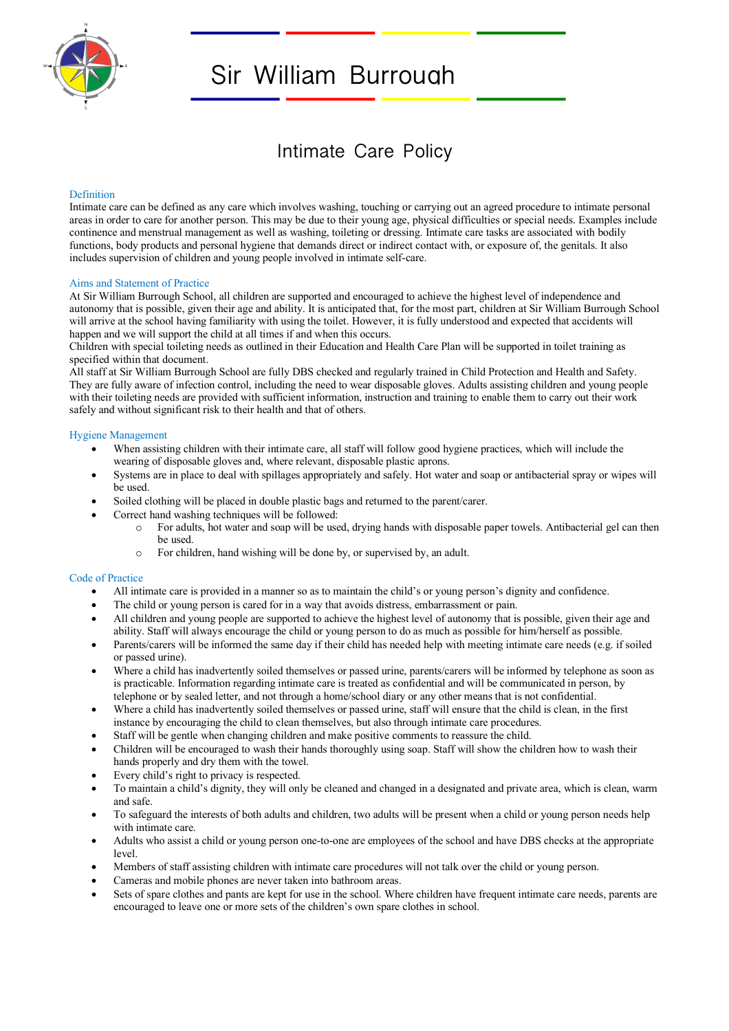# Sir William Burrough

## Intimate Care Policy

### Definition

Intimate care can be defined as any care which involves washing, touching or carrying out an agreed procedure to intimate personal areas in order to care for another person. This may be due to their young age, physical difficulties or special needs. Examples include continence and menstrual management as well as washing, toileting or dressing. Intimate care tasks are associated with bodily functions, body products and personal hygiene that demands direct or indirect contact with, or exposure of, the genitals. It also includes supervision of children and young people involved in intimate self-care.

### Aims and Statement of Practice

At Sir William Burrough School, all children are supported and encouraged to achieve the highest level of independence and autonomy that is possible, given their age and ability. It is anticipated that, for the most part, children at Sir William Burrough School will arrive at the school having familiarity with using the toilet. However, it is fully understood and expected that accidents will happen and we will support the child at all times if and when this occurs.

Children with special toileting needs as outlined in their Education and Health Care Plan will be supported in toilet training as specified within that document.

All staff at Sir William Burrough School are fully DBS checked and regularly trained in Child Protection and Health and Safety. They are fully aware of infection control, including the need to wear disposable gloves. Adults assisting children and young people with their toileting needs are provided with sufficient information, instruction and training to enable them to carry out their work safely and without significant risk to their health and that of others.

### Hygiene Management

- When assisting children with their intimate care, all staff will follow good hygiene practices, which will include the wearing of disposable gloves and, where relevant, disposable plastic aprons.
- Systems are in place to deal with spillages appropriately and safely. Hot water and soap or antibacterial spray or wipes will be used.
- Soiled clothing will be placed in double plastic bags and returned to the parent/carer.
- Correct hand washing techniques will be followed:
  - For adults, hot water and soap will be used, drying hands with disposable paper towels. Antibacterial gel can then be used.
  - For children, hand wishing will be done by, or supervised by, an adult.

### Code of Practice

- All intimate care is provided in a manner so as to maintain the child's or young person's dignity and confidence.
- The child or young person is cared for in a way that avoids distress, embarrassment or pain.
- All children and young people are supported to achieve the highest level of autonomy that is possible, given their age and ability. Staff will always encourage the child or young person to do as much as possible for him/herself as possible.
- Parents/carers will be informed the same day if their child has needed help with meeting intimate care needs (e.g. if soiled or passed urine).
- Where a child has inadvertently soiled themselves or passed urine, parents/carers will be informed by telephone as soon as is practicable. Information regarding intimate care is treated as confidential and will be communicated in person, by telephone or by sealed letter, and not through a home/school diary or any other means that is not confidential.
- Where a child has inadvertently soiled themselves or passed urine, staff will ensure that the child is clean, in the first instance by encouraging the child to clean themselves, but also through intimate care procedures.
- Staff will be gentle when changing children and make positive comments to reassure the child.
- Children will be encouraged to wash their hands thoroughly using soap. Staff will show the children how to wash their hands properly and dry them with the towel.
- Every child's right to privacy is respected.
- To maintain a child's dignity, they will only be cleaned and changed in a designated and private area, which is clean, warm and safe.
- To safeguard the interests of both adults and children, two adults will be present when a child or young person needs help with intimate care.
- Adults who assist a child or young person one-to-one are employees of the school and have DBS checks at the appropriate level.
- Members of staff assisting children with intimate care procedures will not talk over the child or young person.
- Cameras and mobile phones are never taken into bathroom areas.
- Sets of spare clothes and pants are kept for use in the school. Where children have frequent intimate care needs, parents are encouraged to leave one or more sets of the children's own spare clothes in school.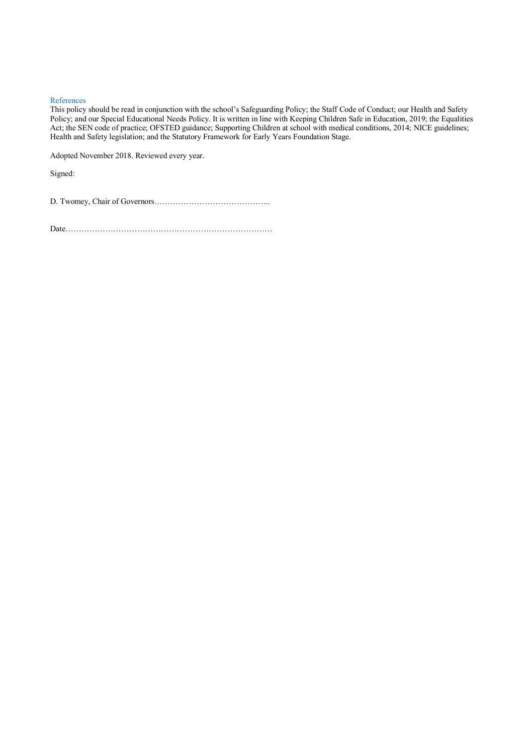## References

This policy should be read in conjunction with the school's Safeguarding Policy; the Staff Code of Conduct; our Health and Safety Policy; and our Special Educational Needs Policy. It is written in line with Keeping Children Safe in Education, 2019; the Equalities Act; the SEN code of practice; OFSTED guidance; Supporting Children at school with medical conditions, 2014; NICE guidelines; Health and Safety legislation; and the Statutory Framework for Early Years Foundation Stage.

Adopted November 2018. Reviewed every year.

Signed:

D. Twomey, Chair of Governors……………………………………..

Date……………………………………………………………………